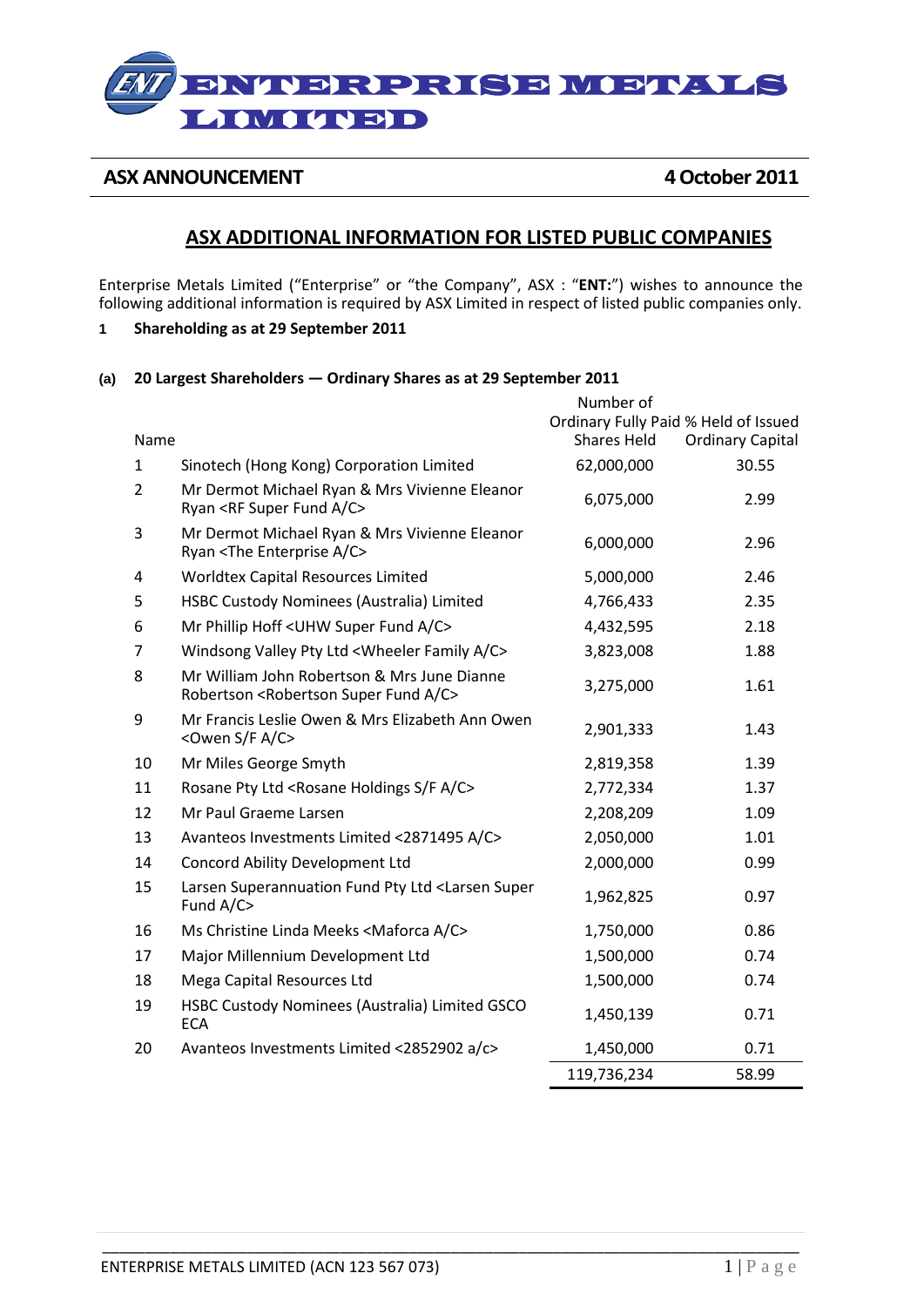# ENTERPRISE METALS LIMITED

**ASX ANNOUNCEMENT** **4 October 2011**

## ASX ADDITIONAL INFORMATION FOR LISTED PUBLIC COMPANIES

Enterprise Metals Limited ("Enterprise" or "the Company", ASX : "**ENT:**") wishes to announce the following additional information is required by ASX Limited in respect of listed public companies only.

**1 Shareholding as at 29 September 2011**

**(a) 20 Largest Shareholders — Ordinary Shares as at 29 September 2011**

| | Name | Number of Ordinary Fully Paid Shares Held | % Held of Issued Ordinary Capital |
|---|---|---|---|
| 1 | Sinotech (Hong Kong) Corporation Limited | 62,000,000 | 30.55 |
| 2 | Mr Dermot Michael Ryan & Mrs Vivienne Eleanor Ryan <RF Super Fund A/C> | 6,075,000 | 2.99 |
| 3 | Mr Dermot Michael Ryan & Mrs Vivienne Eleanor Ryan <The Enterprise A/C> | 6,000,000 | 2.96 |
| 4 | Worldtex Capital Resources Limited | 5,000,000 | 2.46 |
| 5 | HSBC Custody Nominees (Australia) Limited | 4,766,433 | 2.35 |
| 6 | Mr Phillip Hoff <UHW Super Fund A/C> | 4,432,595 | 2.18 |
| 7 | Windsong Valley Pty Ltd <Wheeler Family A/C> | 3,823,008 | 1.88 |
| 8 | Mr William John Robertson & Mrs June Dianne Robertson <Robertson Super Fund A/C> | 3,275,000 | 1.61 |
| 9 | Mr Francis Leslie Owen & Mrs Elizabeth Ann Owen <Owen S/F A/C> | 2,901,333 | 1.43 |
| 10 | Mr Miles George Smyth | 2,819,358 | 1.39 |
| 11 | Rosane Pty Ltd <Rosane Holdings S/F A/C> | 2,772,334 | 1.37 |
| 12 | Mr Paul Graeme Larsen | 2,208,209 | 1.09 |
| 13 | Avanteos Investments Limited <2871495 A/C> | 2,050,000 | 1.01 |
| 14 | Concord Ability Development Ltd | 2,000,000 | 0.99 |
| 15 | Larsen Superannuation Fund Pty Ltd <Larsen Super Fund A/C> | 1,962,825 | 0.97 |
| 16 | Ms Christine Linda Meeks <Maforca A/C> | 1,750,000 | 0.86 |
| 17 | Major Millennium Development Ltd | 1,500,000 | 0.74 |
| 18 | Mega Capital Resources Ltd | 1,500,000 | 0.74 |
| 19 | HSBC Custody Nominees (Australia) Limited GSCO ECA | 1,450,139 | 0.71 |
| 20 | Avanteos Investments Limited <2852902 a/c> | 1,450,000 | 0.71 |
| | | 119,736,234 | 58.99 |

ENTERPRISE METALS LIMITED (ACN 123 567 073)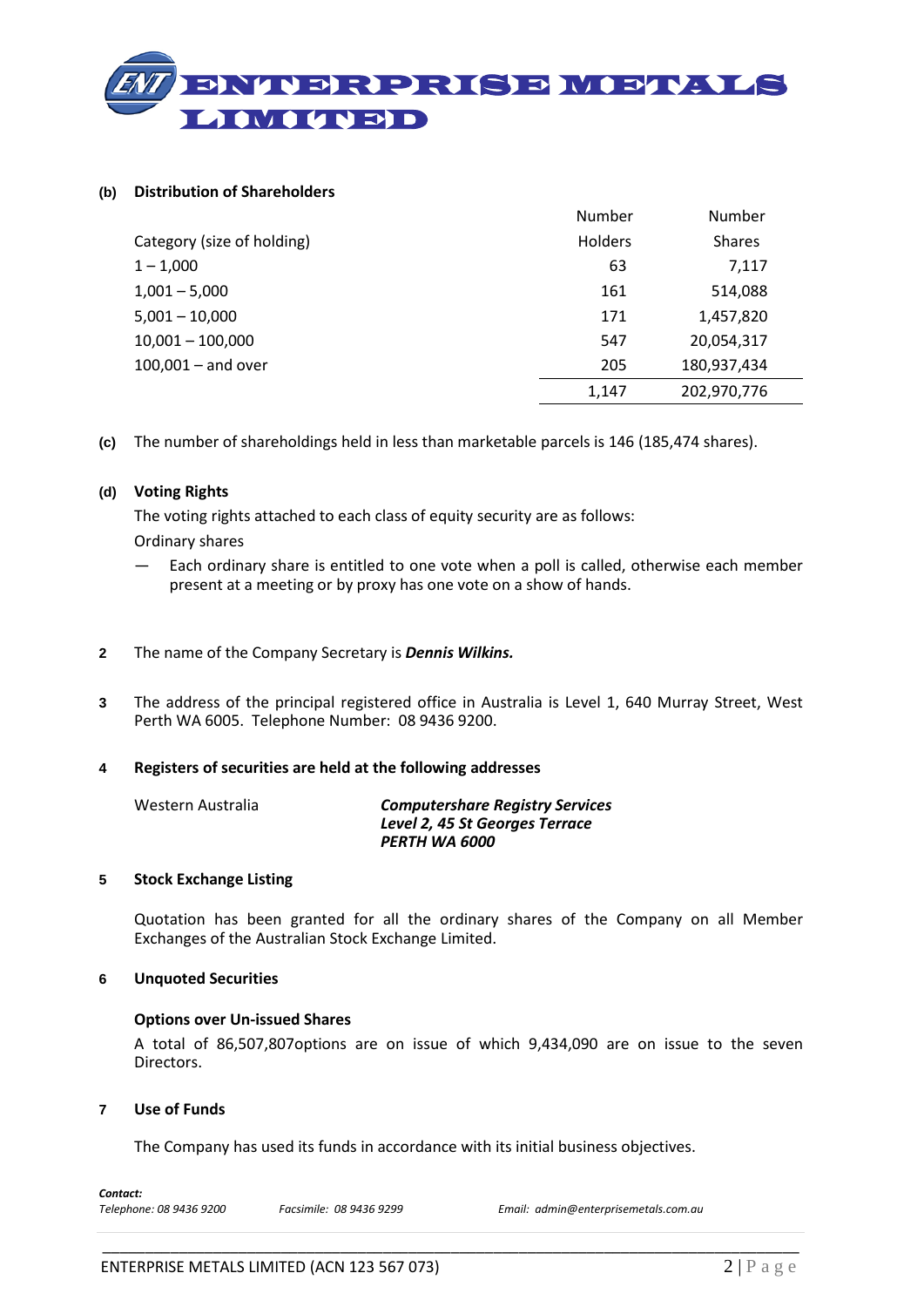**ENTERPRISE METALS LIMITED**

**(b) Distribution of Shareholders**

| Category (size of holding) | Number Holders | Number Shares |
|---|---|---|
| 1 – 1,000 | 63 | 7,117 |
| 1,001 – 5,000 | 161 | 514,088 |
| 5,001 – 10,000 | 171 | 1,457,820 |
| 10,001 – 100,000 | 547 | 20,054,317 |
| 100,001 – and over | 205 | 180,937,434 |
| | 1,147 | 202,970,776 |

**(c)** The number of shareholdings held in less than marketable parcels is 146 (185,474 shares).

**(d) Voting Rights**

The voting rights attached to each class of equity security are as follows:

Ordinary shares

— Each ordinary share is entitled to one vote when a poll is called, otherwise each member present at a meeting or by proxy has one vote on a show of hands.

**2** The name of the Company Secretary is ***Dennis Wilkins.***

**3** The address of the principal registered office in Australia is Level 1, 640 Murray Street, West Perth WA 6005. Telephone Number: 08 9436 9200.

**4 Registers of securities are held at the following addresses**

Western Australia ***Computershare Registry Services***
***Level 2, 45 St Georges Terrace***
***PERTH WA 6000***

**5 Stock Exchange Listing**

Quotation has been granted for all the ordinary shares of the Company on all Member Exchanges of the Australian Stock Exchange Limited.

**6 Unquoted Securities**

**Options over Un-issued Shares**

A total of 86,507,807options are on issue of which 9,434,090 are on issue to the seven Directors.

**7 Use of Funds**

The Company has used its funds in accordance with its initial business objectives.

***Contact:***
*Telephone: 08 9436 9200* *Facsimile: 08 9436 9299* *Email: admin@enterprisemetals.com.au*

ENTERPRISE METALS LIMITED (ACN 123 567 073)